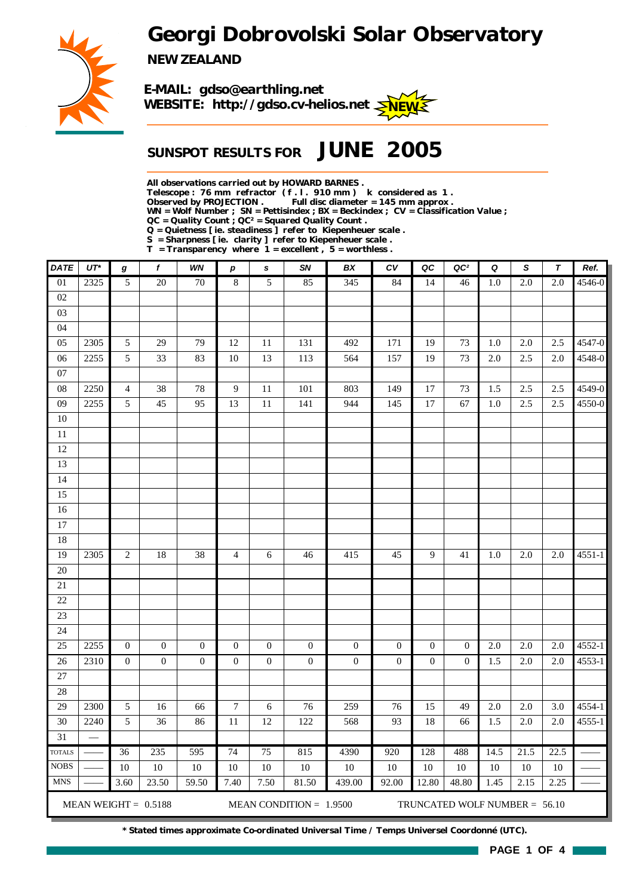# Georgi Dobrovolski Solar Observatory

**NEW ZEALAND**

**E-MAIL: gdso@earthling.net**
**WEBSITE: http://gdso.cv-helios.net** NEW

## SUNSPOT RESULTS FOR JUNE 2005

**All observations carried out by HOWARD BARNES .**
**Telescope : 76 mm refractor ( f . l . 910 mm ) k considered as 1 .**
**Observed by PROJECTION . Full disc diameter = 145 mm approx .**
**WN = Wolf Number ; SN = Pettisindex ; BX = Beckindex ; CV = Classification Value ;**
**QC = Quality Count ; QC² = Squared Quality Count .**
**Q = Quietness [ ie. steadiness ] refer to Kiepenheuer scale .**
**S = Sharpness [ ie. clarity ] refer to Kiepenheuer scale .**
**T = Transparency where 1 = excellent , 5 = worthless .**

| DATE | UT* | g | f | WN | p | s | SN | BX | CV | QC | QC² | Q | S | T | Ref. |
|---|---|---|---|---|---|---|---|---|---|---|---|---|---|---|---|
| 01 | 2325 | 5 | 20 | 70 | 8 | 5 | 85 | 345 | 84 | 14 | 46 | 1.0 | 2.0 | 2.0 | 4546-0 |
| 02 | | | | | | | | | | | | | | | |
| 03 | | | | | | | | | | | | | | | |
| 04 | | | | | | | | | | | | | | | |
| 05 | 2305 | 5 | 29 | 79 | 12 | 11 | 131 | 492 | 171 | 19 | 73 | 1.0 | 2.0 | 2.5 | 4547-0 |
| 06 | 2255 | 5 | 33 | 83 | 10 | 13 | 113 | 564 | 157 | 19 | 73 | 2.0 | 2.5 | 2.0 | 4548-0 |
| 07 | | | | | | | | | | | | | | | |
| 08 | 2250 | 4 | 38 | 78 | 9 | 11 | 101 | 803 | 149 | 17 | 73 | 1.5 | 2.5 | 2.5 | 4549-0 |
| 09 | 2255 | 5 | 45 | 95 | 13 | 11 | 141 | 944 | 145 | 17 | 67 | 1.0 | 2.5 | 2.5 | 4550-0 |
| 10 | | | | | | | | | | | | | | | |
| 11 | | | | | | | | | | | | | | | |
| 12 | | | | | | | | | | | | | | | |
| 13 | | | | | | | | | | | | | | | |
| 14 | | | | | | | | | | | | | | | |
| 15 | | | | | | | | | | | | | | | |
| 16 | | | | | | | | | | | | | | | |
| 17 | | | | | | | | | | | | | | | |
| 18 | | | | | | | | | | | | | | | |
| 19 | 2305 | 2 | 18 | 38 | 4 | 6 | 46 | 415 | 45 | 9 | 41 | 1.0 | 2.0 | 2.0 | 4551-1 |
| 20 | | | | | | | | | | | | | | | |
| 21 | | | | | | | | | | | | | | | |
| 22 | | | | | | | | | | | | | | | |
| 23 | | | | | | | | | | | | | | | |
| 24 | | | | | | | | | | | | | | | |
| 25 | 2255 | 0 | 0 | 0 | 0 | 0 | 0 | 0 | 0 | 0 | 0 | 2.0 | 2.0 | 2.0 | 4552-1 |
| 26 | 2310 | 0 | 0 | 0 | 0 | 0 | 0 | 0 | 0 | 0 | 0 | 1.5 | 2.0 | 2.0 | 4553-1 |
| 27 | | | | | | | | | | | | | | | |
| 28 | | | | | | | | | | | | | | | |
| 29 | 2300 | 5 | 16 | 66 | 7 | 6 | 76 | 259 | 76 | 15 | 49 | 2.0 | 2.0 | 3.0 | 4554-1 |
| 30 | 2240 | 5 | 36 | 86 | 11 | 12 | 122 | 568 | 93 | 18 | 66 | 1.5 | 2.0 | 2.0 | 4555-1 |
| 31 | — | | | | | | | | | | | | | | |
| TOTALS | —— | 36 | 235 | 595 | 74 | 75 | 815 | 4390 | 920 | 128 | 488 | 14.5 | 21.5 | 22.5 | —— |
| NOBS | —— | 10 | 10 | 10 | 10 | 10 | 10 | 10 | 10 | 10 | 10 | 10 | 10 | 10 | —— |
| MNS | —— | 3.60 | 23.50 | 59.50 | 7.40 | 7.50 | 81.50 | 439.00 | 92.00 | 12.80 | 48.80 | 1.45 | 2.15 | 2.25 | —— |

MEAN WEIGHT = 0.5188 MEAN CONDITION = 1.9500 TRUNCATED WOLF NUMBER = 56.10

**\* Stated times approximate Co-ordinated Universal Time / Temps Universel Coordonné (UTC).**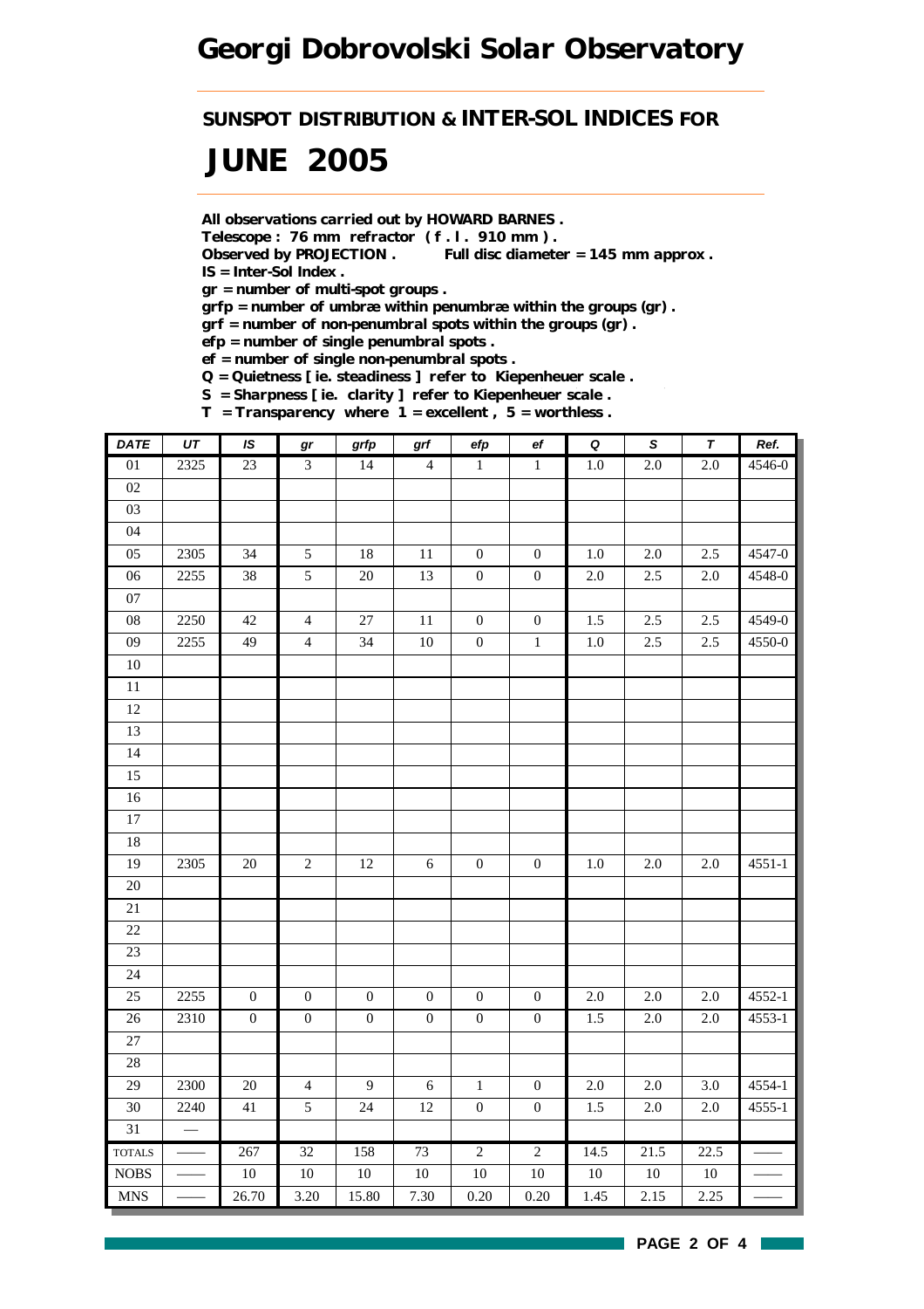# Georgi Dobrovolski Solar Observatory

## SUNSPOT DISTRIBUTION & INTER-SOL INDICES FOR

# JUNE 2005

**All observations carried out by HOWARD BARNES .**
**Telescope : 76 mm refractor ( f . l . 910 mm ) .**
**Observed by PROJECTION .          Full disc diameter = 145 mm approx .**
**IS = Inter-Sol Index .**
**gr = number of multi-spot groups .**
**grfp = number of umbræ within penumbræ within the groups (gr) .**
**grf = number of non-penumbral spots within the groups (gr) .**
**efp = number of single penumbral spots .**
**ef = number of single non-penumbral spots .**
**Q = Quietness [ ie. steadiness ] refer to Kiepenheuer scale .**
**S = Sharpness [ ie. clarity ] refer to Kiepenheuer scale .**
**T = Transparency where 1 = excellent , 5 = worthless .**

| DATE | UT | IS | gr | grfp | grf | efp | ef | Q | S | T | Ref. |
|---|---|---|---|---|---|---|---|---|---|---|---|
| 01 | 2325 | 23 | 3 | 14 | 4 | 1 | 1 | 1.0 | 2.0 | 2.0 | 4546-0 |
| 02 | | | | | | | | | | | |
| 03 | | | | | | | | | | | |
| 04 | | | | | | | | | | | |
| 05 | 2305 | 34 | 5 | 18 | 11 | 0 | 0 | 1.0 | 2.0 | 2.5 | 4547-0 |
| 06 | 2255 | 38 | 5 | 20 | 13 | 0 | 0 | 2.0 | 2.5 | 2.0 | 4548-0 |
| 07 | | | | | | | | | | | |
| 08 | 2250 | 42 | 4 | 27 | 11 | 0 | 0 | 1.5 | 2.5 | 2.5 | 4549-0 |
| 09 | 2255 | 49 | 4 | 34 | 10 | 0 | 1 | 1.0 | 2.5 | 2.5 | 4550-0 |
| 10 | | | | | | | | | | | |
| 11 | | | | | | | | | | | |
| 12 | | | | | | | | | | | |
| 13 | | | | | | | | | | | |
| 14 | | | | | | | | | | | |
| 15 | | | | | | | | | | | |
| 16 | | | | | | | | | | | |
| 17 | | | | | | | | | | | |
| 18 | | | | | | | | | | | |
| 19 | 2305 | 20 | 2 | 12 | 6 | 0 | 0 | 1.0 | 2.0 | 2.0 | 4551-1 |
| 20 | | | | | | | | | | | |
| 21 | | | | | | | | | | | |
| 22 | | | | | | | | | | | |
| 23 | | | | | | | | | | | |
| 24 | | | | | | | | | | | |
| 25 | 2255 | 0 | 0 | 0 | 0 | 0 | 0 | 2.0 | 2.0 | 2.0 | 4552-1 |
| 26 | 2310 | 0 | 0 | 0 | 0 | 0 | 0 | 1.5 | 2.0 | 2.0 | 4553-1 |
| 27 | | | | | | | | | | | |
| 28 | | | | | | | | | | | |
| 29 | 2300 | 20 | 4 | 9 | 6 | 1 | 0 | 2.0 | 2.0 | 3.0 | 4554-1 |
| 30 | 2240 | 41 | 5 | 24 | 12 | 0 | 0 | 1.5 | 2.0 | 2.0 | 4555-1 |
| 31 | — | | | | | | | | | | |
| TOTALS | —— | 267 | 32 | 158 | 73 | 2 | 2 | 14.5 | 21.5 | 22.5 | —— |
| NOBS | —— | 10 | 10 | 10 | 10 | 10 | 10 | 10 | 10 | 10 | —— |
| MNS | —— | 26.70 | 3.20 | 15.80 | 7.30 | 0.20 | 0.20 | 1.45 | 2.15 | 2.25 | —— |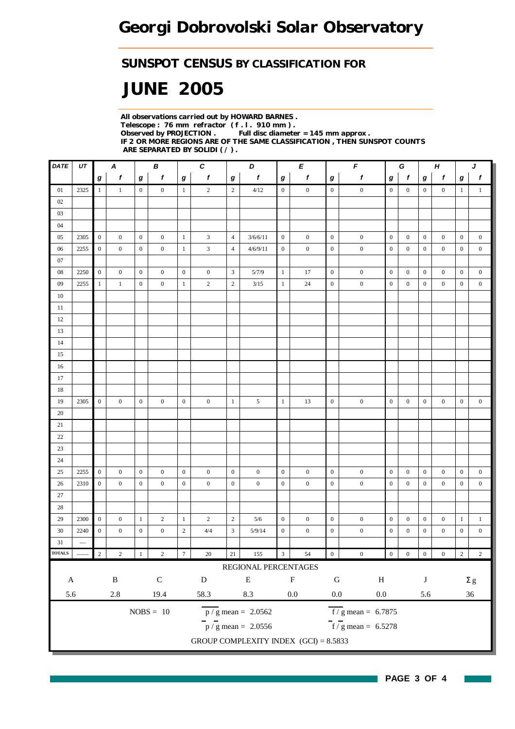# Georgi Dobrovolski Solar Observatory

## SUNSPOT CENSUS BY CLASSIFICATION FOR

# JUNE 2005

**All observations carried out by HOWARD BARNES .**
**Telescope : 76 mm refractor ( f . l . 910 mm ) .**
**Observed by PROJECTION .   Full disc diameter = 145 mm approx .**
**IF 2 OR MORE REGIONS ARE OF THE SAME CLASSIFICATION , THEN SUNSPOT COUNTS ARE SEPARATED BY SOLIDI ( / ) .**

| DATE | UT | A | | B | | C | | D | | E | | F | | G | | H | | J | |
|---|---|---|---|---|---|---|---|---|---|---|---|---|---|---|---|---|---|---|---|
| | | g | f | g | f | g | f | g | f | g | f | g | f | g | f | g | f | g | f |
| 01 | 2325 | 1 | 1 | 0 | 0 | 1 | 2 | 2 | 4/12 | 0 | 0 | 0 | 0 | 0 | 0 | 0 | 0 | 1 | 1 |
| 02 | | | | | | | | | | | | | | | | | | | |
| 03 | | | | | | | | | | | | | | | | | | | |
| 04 | | | | | | | | | | | | | | | | | | | |
| 05 | 2305 | 0 | 0 | 0 | 0 | 1 | 3 | 4 | 3/6/6/11 | 0 | 0 | 0 | 0 | 0 | 0 | 0 | 0 | 0 | 0 |
| 06 | 2255 | 0 | 0 | 0 | 0 | 1 | 3 | 4 | 4/6/9/11 | 0 | 0 | 0 | 0 | 0 | 0 | 0 | 0 | 0 | 0 |
| 07 | | | | | | | | | | | | | | | | | | | |
| 08 | 2250 | 0 | 0 | 0 | 0 | 0 | 0 | 3 | 5/7/9 | 1 | 17 | 0 | 0 | 0 | 0 | 0 | 0 | 0 | 0 |
| 09 | 2255 | 1 | 1 | 0 | 0 | 1 | 2 | 2 | 3/15 | 1 | 24 | 0 | 0 | 0 | 0 | 0 | 0 | 0 | 0 |
| 10 | | | | | | | | | | | | | | | | | | | |
| 11 | | | | | | | | | | | | | | | | | | | |
| 12 | | | | | | | | | | | | | | | | | | | |
| 13 | | | | | | | | | | | | | | | | | | | |
| 14 | | | | | | | | | | | | | | | | | | | |
| 15 | | | | | | | | | | | | | | | | | | | |
| 16 | | | | | | | | | | | | | | | | | | | |
| 17 | | | | | | | | | | | | | | | | | | | |
| 18 | | | | | | | | | | | | | | | | | | | |
| 19 | 2305 | 0 | 0 | 0 | 0 | 0 | 0 | 1 | 5 | 1 | 13 | 0 | 0 | 0 | 0 | 0 | 0 | 0 | 0 |
| 20 | | | | | | | | | | | | | | | | | | | |
| 21 | | | | | | | | | | | | | | | | | | | |
| 22 | | | | | | | | | | | | | | | | | | | |
| 23 | | | | | | | | | | | | | | | | | | | |
| 24 | | | | | | | | | | | | | | | | | | | |
| 25 | 2255 | 0 | 0 | 0 | 0 | 0 | 0 | 0 | 0 | 0 | 0 | 0 | 0 | 0 | 0 | 0 | 0 | 0 | 0 |
| 26 | 2310 | 0 | 0 | 0 | 0 | 0 | 0 | 0 | 0 | 0 | 0 | 0 | 0 | 0 | 0 | 0 | 0 | 0 | 0 |
| 27 | | | | | | | | | | | | | | | | | | | |
| 28 | | | | | | | | | | | | | | | | | | | |
| 29 | 2300 | 0 | 0 | 1 | 2 | 1 | 2 | 2 | 5/6 | 0 | 0 | 0 | 0 | 0 | 0 | 0 | 0 | 1 | 1 |
| 30 | 2240 | 0 | 0 | 0 | 0 | 2 | 4/4 | 3 | 5/9/14 | 0 | 0 | 0 | 0 | 0 | 0 | 0 | 0 | 0 | 0 |
| 31 | — | | | | | | | | | | | | | | | | | | |
| TOTALS | —— | 2 | 2 | 1 | 2 | 7 | 20 | 21 | 155 | 3 | 54 | 0 | 0 | 0 | 0 | 0 | 0 | 2 | 2 |

REGIONAL PERCENTAGES

| A | B | C | D | E | F | G | H | J | Σg |
|---|---|---|---|---|---|---|---|---|---|
| 5.6 | 2.8 | 19.4 | 58.3 | 8.3 | 0.0 | 0.0 | 0.0 | 5.6 | 36 |

NOBS = 10

$\overline{p / g}$ mean = 2.0562

$\overline{f / g}$ mean = 6.7875

$\bar{p} / \bar{g}$ mean = 2.0556

$\bar{f} / \bar{g}$ mean = 6.5278

GROUP COMPLEXITY INDEX (GCI) = 8.5833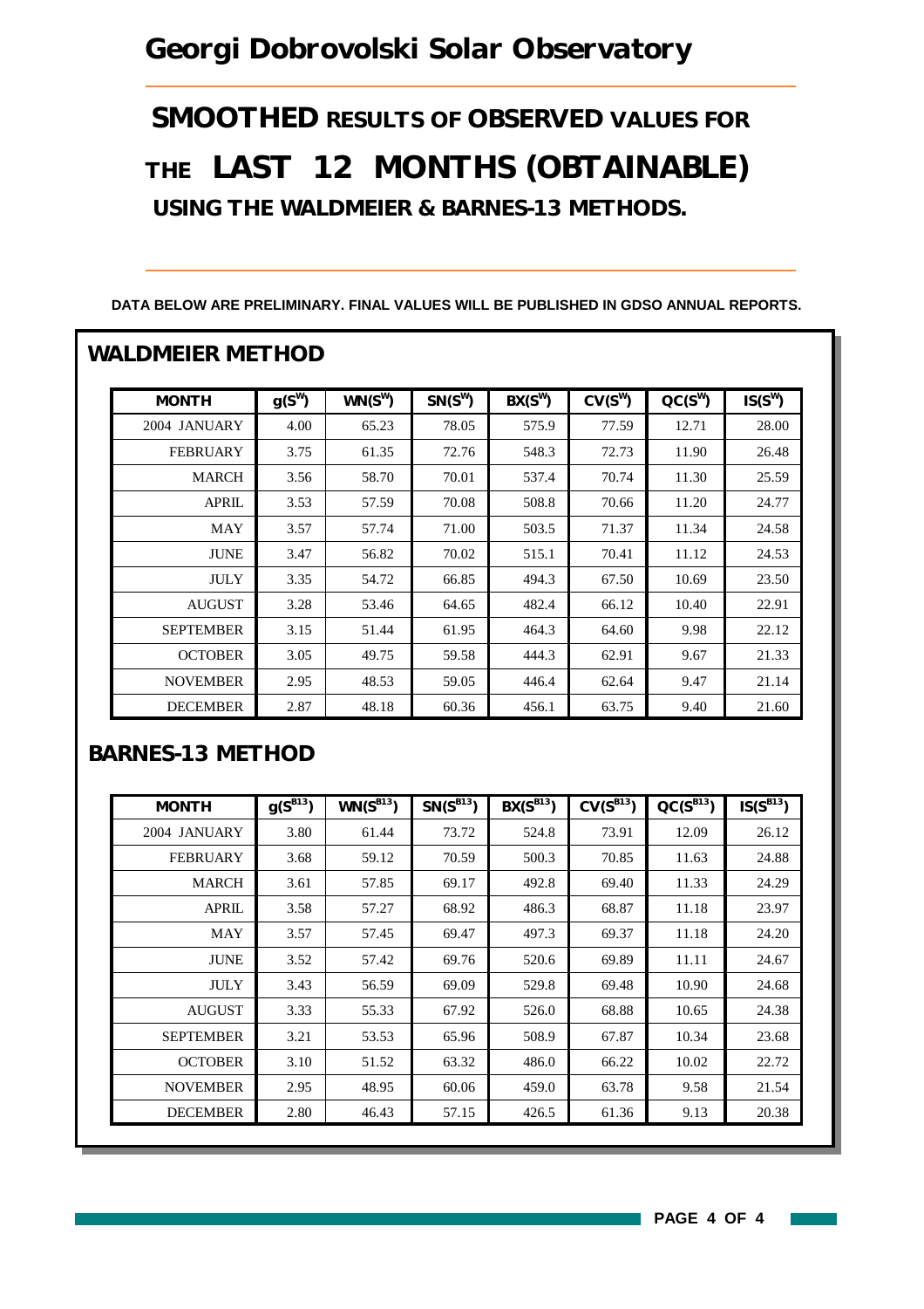# Georgi Dobrovolski Solar Observatory

## SMOOTHED RESULTS OF OBSERVED VALUES FOR THE LAST 12 MONTHS (OBTAINABLE) USING THE WALDMEIER & BARNES-13 METHODS.

**DATA BELOW ARE PRELIMINARY. FINAL VALUES WILL BE PUBLISHED IN GDSO ANNUAL REPORTS.**

## WALDMEIER METHOD

| MONTH | $g(S^W)$ | $WN(S^W)$ | $SN(S^W)$ | $BX(S^W)$ | $CV(S^W)$ | $QC(S^W)$ | $IS(S^W)$ |
|---|---|---|---|---|---|---|---|
| 2004 JANUARY | 4.00 | 65.23 | 78.05 | 575.9 | 77.59 | 12.71 | 28.00 |
| FEBRUARY | 3.75 | 61.35 | 72.76 | 548.3 | 72.73 | 11.90 | 26.48 |
| MARCH | 3.56 | 58.70 | 70.01 | 537.4 | 70.74 | 11.30 | 25.59 |
| APRIL | 3.53 | 57.59 | 70.08 | 508.8 | 70.66 | 11.20 | 24.77 |
| MAY | 3.57 | 57.74 | 71.00 | 503.5 | 71.37 | 11.34 | 24.58 |
| JUNE | 3.47 | 56.82 | 70.02 | 515.1 | 70.41 | 11.12 | 24.53 |
| JULY | 3.35 | 54.72 | 66.85 | 494.3 | 67.50 | 10.69 | 23.50 |
| AUGUST | 3.28 | 53.46 | 64.65 | 482.4 | 66.12 | 10.40 | 22.91 |
| SEPTEMBER | 3.15 | 51.44 | 61.95 | 464.3 | 64.60 | 9.98 | 22.12 |
| OCTOBER | 3.05 | 49.75 | 59.58 | 444.3 | 62.91 | 9.67 | 21.33 |
| NOVEMBER | 2.95 | 48.53 | 59.05 | 446.4 | 62.64 | 9.47 | 21.14 |
| DECEMBER | 2.87 | 48.18 | 60.36 | 456.1 | 63.75 | 9.40 | 21.60 |

## BARNES-13 METHOD

| MONTH | $g(S^{B13})$ | $WN(S^{B13})$ | $SN(S^{B13})$ | $BX(S^{B13})$ | $CV(S^{B13})$ | $QC(S^{B13})$ | $IS(S^{B13})$ |
|---|---|---|---|---|---|---|---|
| 2004 JANUARY | 3.80 | 61.44 | 73.72 | 524.8 | 73.91 | 12.09 | 26.12 |
| FEBRUARY | 3.68 | 59.12 | 70.59 | 500.3 | 70.85 | 11.63 | 24.88 |
| MARCH | 3.61 | 57.85 | 69.17 | 492.8 | 69.40 | 11.33 | 24.29 |
| APRIL | 3.58 | 57.27 | 68.92 | 486.3 | 68.87 | 11.18 | 23.97 |
| MAY | 3.57 | 57.45 | 69.47 | 497.3 | 69.37 | 11.18 | 24.20 |
| JUNE | 3.52 | 57.42 | 69.76 | 520.6 | 69.89 | 11.11 | 24.67 |
| JULY | 3.43 | 56.59 | 69.09 | 529.8 | 69.48 | 10.90 | 24.68 |
| AUGUST | 3.33 | 55.33 | 67.92 | 526.0 | 68.88 | 10.65 | 24.38 |
| SEPTEMBER | 3.21 | 53.53 | 65.96 | 508.9 | 67.87 | 10.34 | 23.68 |
| OCTOBER | 3.10 | 51.52 | 63.32 | 486.0 | 66.22 | 10.02 | 22.72 |
| NOVEMBER | 2.95 | 48.95 | 60.06 | 459.0 | 63.78 | 9.58 | 21.54 |
| DECEMBER | 2.80 | 46.43 | 57.15 | 426.5 | 61.36 | 9.13 | 20.38 |